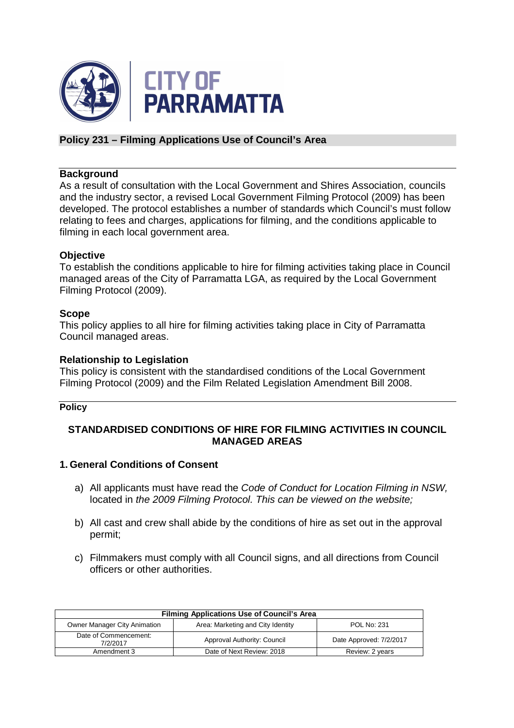## Policy 231 – Filming Applications Use of Council's Area

### Background

As a result of consultation with the Local Government and Shires Association, councils and the industry sector, a revised Local Government Filming Protocol (2009) has been developed. The protocol establishes a number of standards which Council's must follow relating to fees and charges, applications for filming, and the conditions applicable to filming in each local government area.

### Objective

To establish the conditions applicable to hire for filming activities taking place in Council managed areas of the City of Parramatta LGA, as required by the Local Government Filming Protocol (2009).

### Scope

This policy applies to all hire for filming activities taking place in City of Parramatta Council managed areas.

### Relationship to Legislation

This policy is consistent with the standardised conditions of the Local Government Filming Protocol (2009) and the Film Related Legislation Amendment Bill 2008.

### Policy

**STANDARDISED CONDITIONS OF HIRE FOR FILMING ACTIVITIES IN COUNCIL MANAGED AREAS**

#### 1. General Conditions of Consent

a) All applicants must have read the *Code of Conduct for Location Filming in NSW,* located in *the 2009 Filming Protocol. This can be viewed on the website;*

b) All cast and crew shall abide by the conditions of hire as set out in the approval permit;

c) Filmmakers must comply with all Council signs, and all directions from Council officers or other authorities.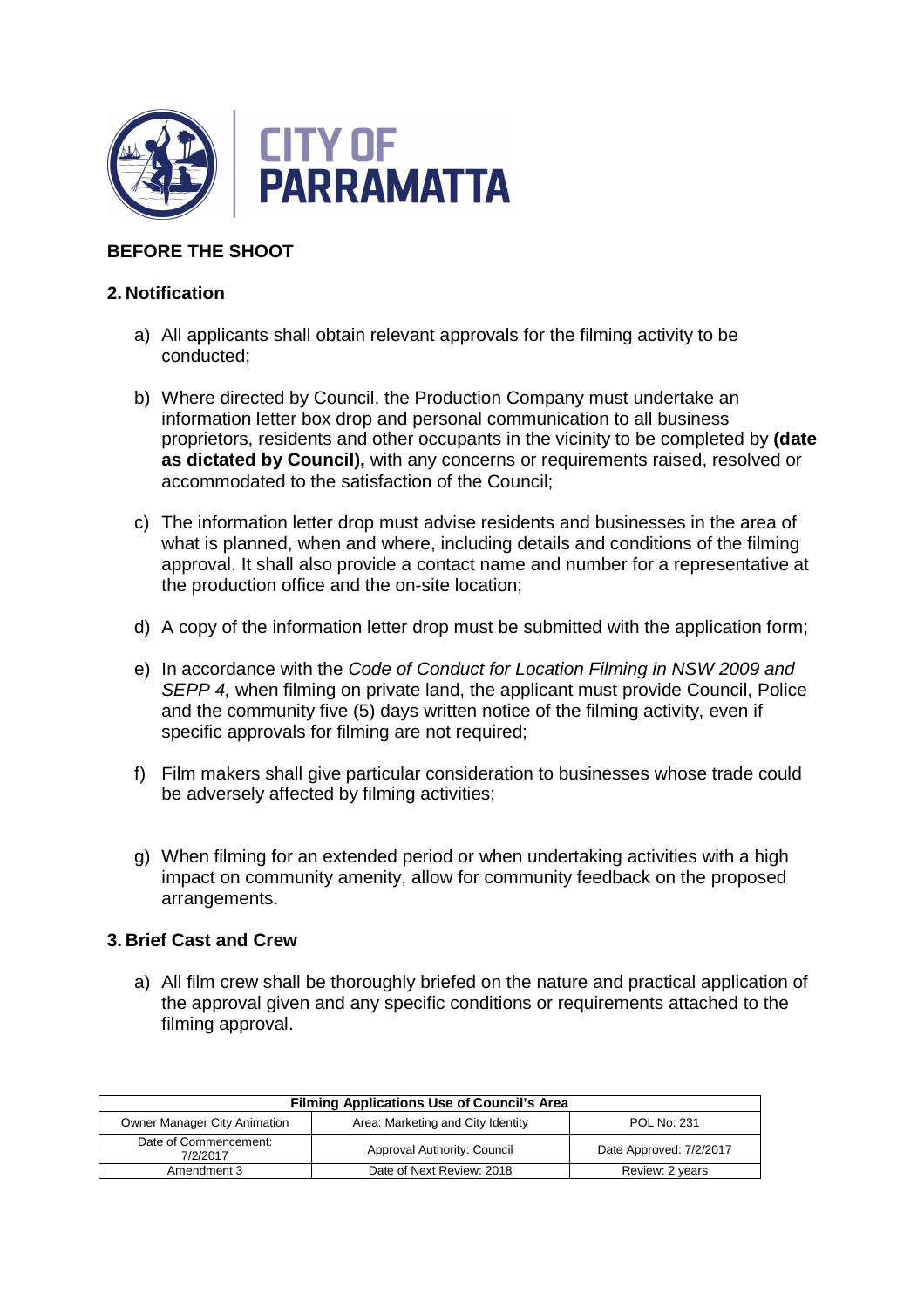## BEFORE THE SHOOT

### 2. Notification

a) All applicants shall obtain relevant approvals for the filming activity to be conducted;

b) Where directed by Council, the Production Company must undertake an information letter box drop and personal communication to all business proprietors, residents and other occupants in the vicinity to be completed by **(date as dictated by Council),** with any concerns or requirements raised, resolved or accommodated to the satisfaction of the Council;

c) The information letter drop must advise residents and businesses in the area of what is planned, when and where, including details and conditions of the filming approval. It shall also provide a contact name and number for a representative at the production office and the on-site location;

d) A copy of the information letter drop must be submitted with the application form;

e) In accordance with the *Code of Conduct for Location Filming in NSW 2009 and SEPP 4,* when filming on private land, the applicant must provide Council, Police and the community five (5) days written notice of the filming activity, even if specific approvals for filming are not required;

f) Film makers shall give particular consideration to businesses whose trade could be adversely affected by filming activities;

g) When filming for an extended period or when undertaking activities with a high impact on community amenity, allow for community feedback on the proposed arrangements.

### 3. Brief Cast and Crew

a) All film crew shall be thoroughly briefed on the nature and practical application of the approval given and any specific conditions or requirements attached to the filming approval.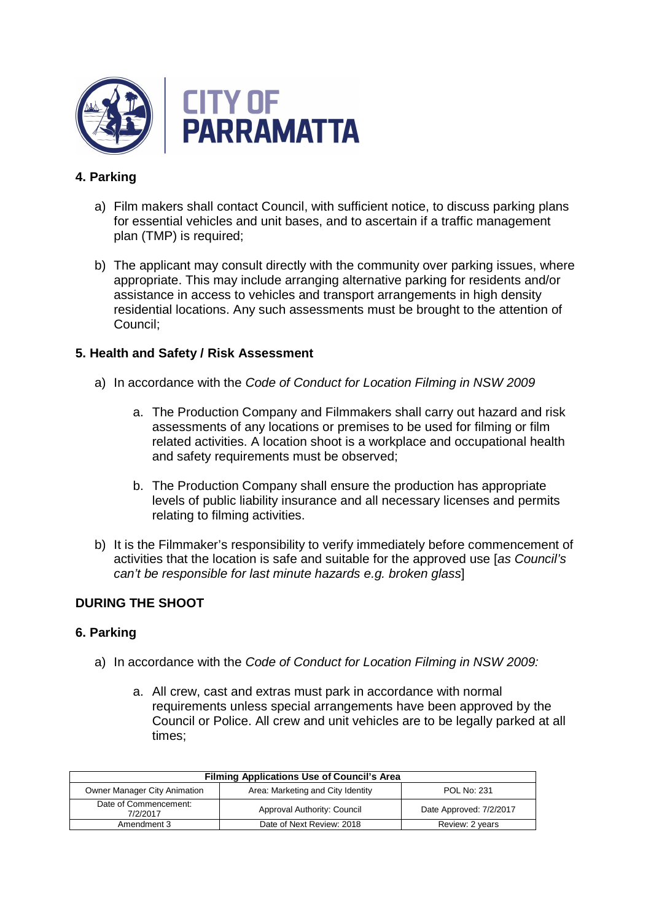## 4. Parking

a) Film makers shall contact Council, with sufficient notice, to discuss parking plans for essential vehicles and unit bases, and to ascertain if a traffic management plan (TMP) is required;

b) The applicant may consult directly with the community over parking issues, where appropriate. This may include arranging alternative parking for residents and/or assistance in access to vehicles and transport arrangements in high density residential locations. Any such assessments must be brought to the attention of Council;

## 5. Health and Safety / Risk Assessment

a) In accordance with the *Code of Conduct for Location Filming in NSW 2009*

   a. The Production Company and Filmmakers shall carry out hazard and risk assessments of any locations or premises to be used for filming or film related activities. A location shoot is a workplace and occupational health and safety requirements must be observed;

   b. The Production Company shall ensure the production has appropriate levels of public liability insurance and all necessary licenses and permits relating to filming activities.

b) It is the Filmmaker's responsibility to verify immediately before commencement of activities that the location is safe and suitable for the approved use [*as Council's can't be responsible for last minute hazards e.g. broken glass*]

## DURING THE SHOOT

## 6. Parking

a) In accordance with the *Code of Conduct for Location Filming in NSW 2009:*

   a. All crew, cast and extras must park in accordance with normal requirements unless special arrangements have been approved by the Council or Police. All crew and unit vehicles are to be legally parked at all times;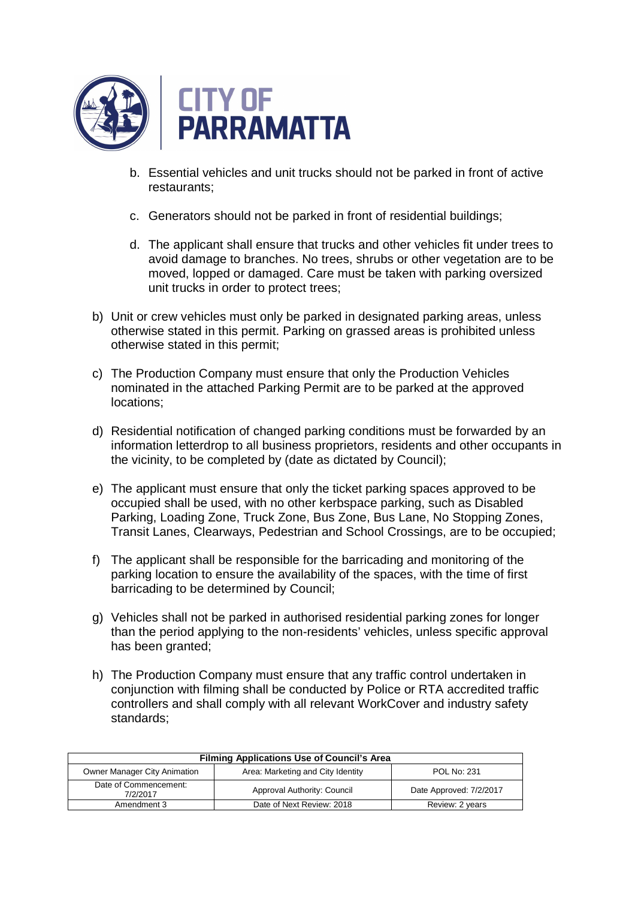b. Essential vehicles and unit trucks should not be parked in front of active restaurants;

c. Generators should not be parked in front of residential buildings;

d. The applicant shall ensure that trucks and other vehicles fit under trees to avoid damage to branches. No trees, shrubs or other vegetation are to be moved, lopped or damaged. Care must be taken with parking oversized unit trucks in order to protect trees;

b) Unit or crew vehicles must only be parked in designated parking areas, unless otherwise stated in this permit. Parking on grassed areas is prohibited unless otherwise stated in this permit;

c) The Production Company must ensure that only the Production Vehicles nominated in the attached Parking Permit are to be parked at the approved locations;

d) Residential notification of changed parking conditions must be forwarded by an information letterdrop to all business proprietors, residents and other occupants in the vicinity, to be completed by (date as dictated by Council);

e) The applicant must ensure that only the ticket parking spaces approved to be occupied shall be used, with no other kerbspace parking, such as Disabled Parking, Loading Zone, Truck Zone, Bus Zone, Bus Lane, No Stopping Zones, Transit Lanes, Clearways, Pedestrian and School Crossings, are to be occupied;

f) The applicant shall be responsible for the barricading and monitoring of the parking location to ensure the availability of the spaces, with the time of first barricading to be determined by Council;

g) Vehicles shall not be parked in authorised residential parking zones for longer than the period applying to the non-residents' vehicles, unless specific approval has been granted;

h) The Production Company must ensure that any traffic control undertaken in conjunction with filming shall be conducted by Police or RTA accredited traffic controllers and shall comply with all relevant WorkCover and industry safety standards;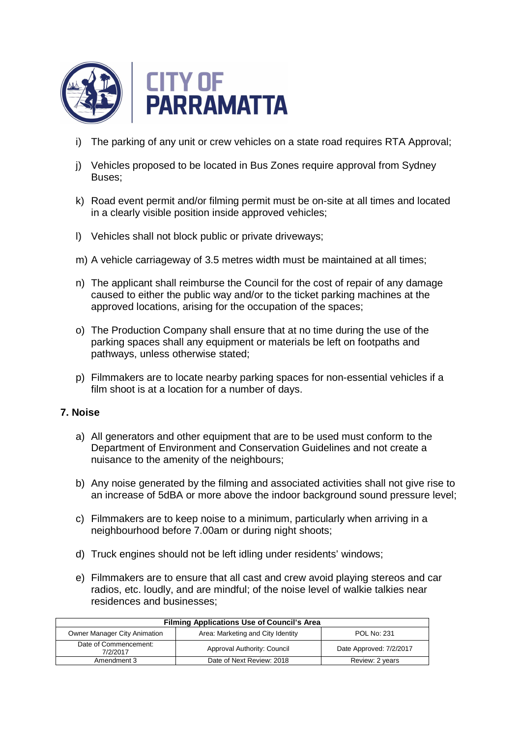i) The parking of any unit or crew vehicles on a state road requires RTA Approval;

j) Vehicles proposed to be located in Bus Zones require approval from Sydney Buses;

k) Road event permit and/or filming permit must be on-site at all times and located in a clearly visible position inside approved vehicles;

l) Vehicles shall not block public or private driveways;

m) A vehicle carriageway of 3.5 metres width must be maintained at all times;

n) The applicant shall reimburse the Council for the cost of repair of any damage caused to either the public way and/or to the ticket parking machines at the approved locations, arising for the occupation of the spaces;

o) The Production Company shall ensure that at no time during the use of the parking spaces shall any equipment or materials be left on footpaths and pathways, unless otherwise stated;

p) Filmmakers are to locate nearby parking spaces for non-essential vehicles if a film shoot is at a location for a number of days.

## 7. Noise

a) All generators and other equipment that are to be used must conform to the Department of Environment and Conservation Guidelines and not create a nuisance to the amenity of the neighbours;

b) Any noise generated by the filming and associated activities shall not give rise to an increase of 5dBA or more above the indoor background sound pressure level;

c) Filmmakers are to keep noise to a minimum, particularly when arriving in a neighbourhood before 7.00am or during night shoots;

d) Truck engines should not be left idling under residents' windows;

e) Filmmakers are to ensure that all cast and crew avoid playing stereos and car radios, etc. loudly, and are mindful; of the noise level of walkie talkies near residences and businesses;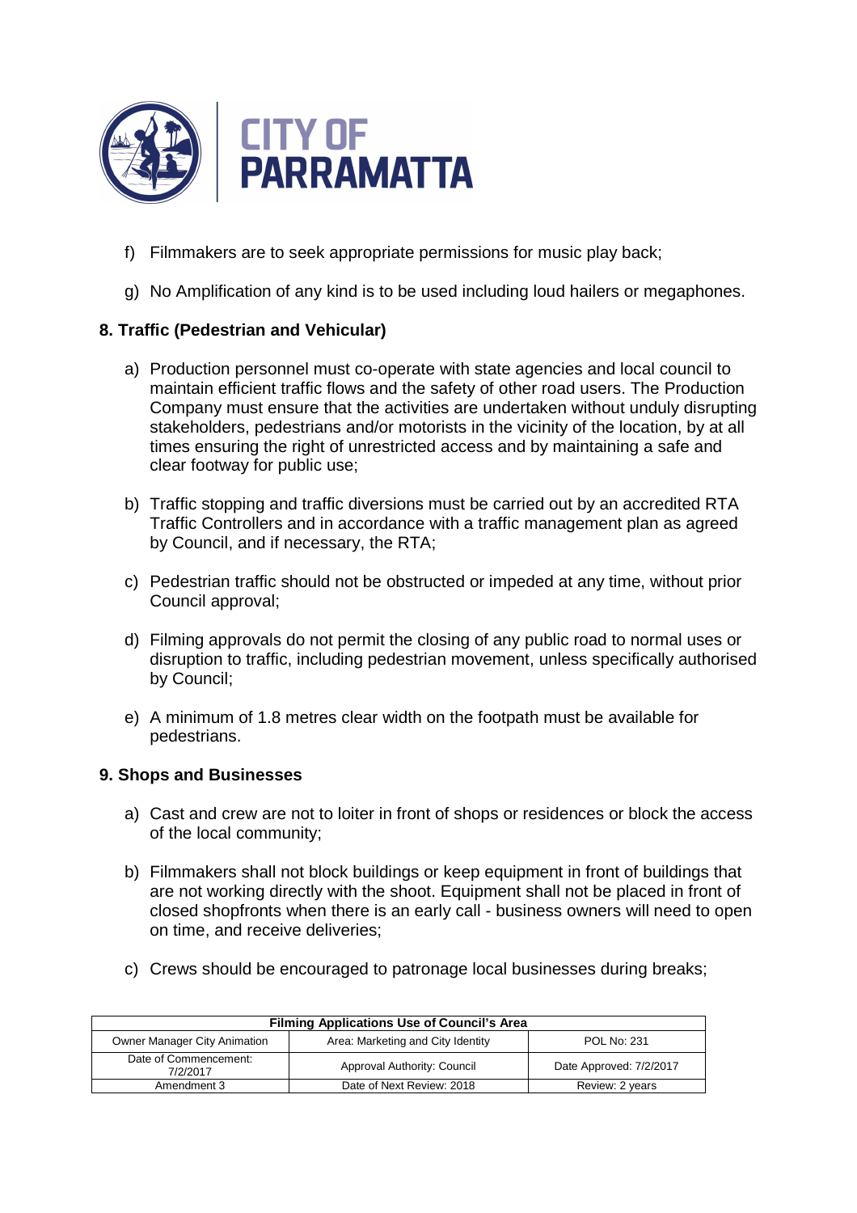f) Filmmakers are to seek appropriate permissions for music play back;

g) No Amplification of any kind is to be used including loud hailers or megaphones.

## 8. Traffic (Pedestrian and Vehicular)

a) Production personnel must co-operate with state agencies and local council to maintain efficient traffic flows and the safety of other road users. The Production Company must ensure that the activities are undertaken without unduly disrupting stakeholders, pedestrians and/or motorists in the vicinity of the location, by at all times ensuring the right of unrestricted access and by maintaining a safe and clear footway for public use;

b) Traffic stopping and traffic diversions must be carried out by an accredited RTA Traffic Controllers and in accordance with a traffic management plan as agreed by Council, and if necessary, the RTA;

c) Pedestrian traffic should not be obstructed or impeded at any time, without prior Council approval;

d) Filming approvals do not permit the closing of any public road to normal uses or disruption to traffic, including pedestrian movement, unless specifically authorised by Council;

e) A minimum of 1.8 metres clear width on the footpath must be available for pedestrians.

## 9. Shops and Businesses

a) Cast and crew are not to loiter in front of shops or residences or block the access of the local community;

b) Filmmakers shall not block buildings or keep equipment in front of buildings that are not working directly with the shoot. Equipment shall not be placed in front of closed shopfronts when there is an early call - business owners will need to open on time, and receive deliveries;

c) Crews should be encouraged to patronage local businesses during breaks;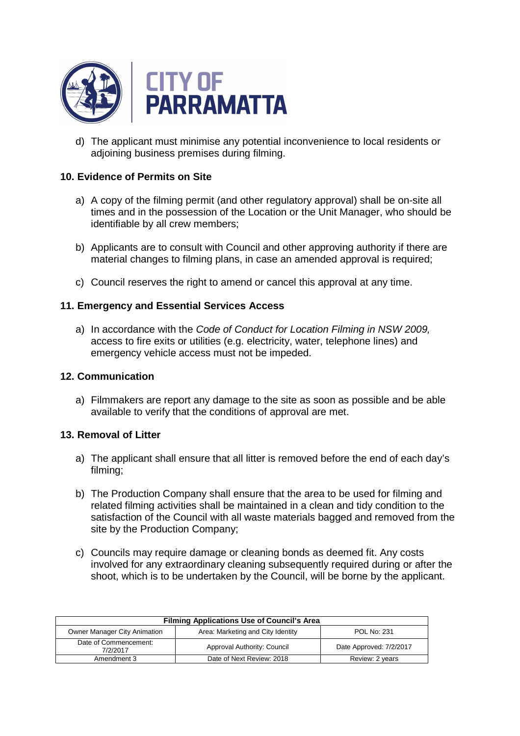d) The applicant must minimise any potential inconvenience to local residents or adjoining business premises during filming.

### 10. Evidence of Permits on Site

a) A copy of the filming permit (and other regulatory approval) shall be on-site all times and in the possession of the Location or the Unit Manager, who should be identifiable by all crew members;

b) Applicants are to consult with Council and other approving authority if there are material changes to filming plans, in case an amended approval is required;

c) Council reserves the right to amend or cancel this approval at any time.

### 11. Emergency and Essential Services Access

a) In accordance with the *Code of Conduct for Location Filming in NSW 2009,* access to fire exits or utilities (e.g. electricity, water, telephone lines) and emergency vehicle access must not be impeded.

### 12. Communication

a) Filmmakers are report any damage to the site as soon as possible and be able available to verify that the conditions of approval are met.

### 13. Removal of Litter

a) The applicant shall ensure that all litter is removed before the end of each day's filming;

b) The Production Company shall ensure that the area to be used for filming and related filming activities shall be maintained in a clean and tidy condition to the satisfaction of the Council with all waste materials bagged and removed from the site by the Production Company;

c) Councils may require damage or cleaning bonds as deemed fit. Any costs involved for any extraordinary cleaning subsequently required during or after the shoot, which is to be undertaken by the Council, will be borne by the applicant.

| Filming Applications Use of Council's Area | | |
|---|---|---|
| Owner Manager City Animation | Area: Marketing and City Identity | POL No: 231 |
| Date of Commencement: 7/2/2017 | Approval Authority: Council | Date Approved: 7/2/2017 |
| Amendment 3 | Date of Next Review: 2018 | Review: 2 years |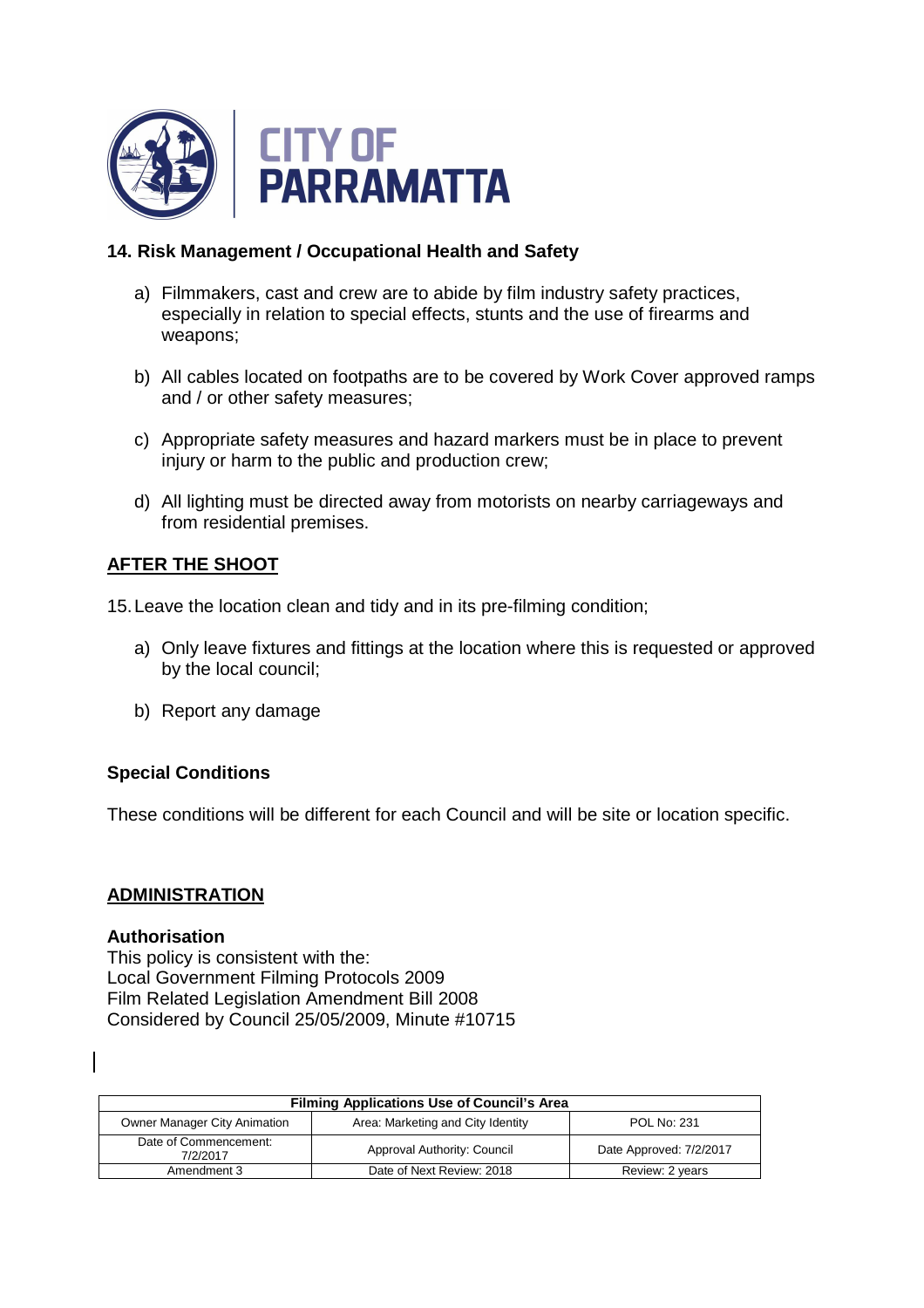### 14. Risk Management / Occupational Health and Safety

a) Filmmakers, cast and crew are to abide by film industry safety practices, especially in relation to special effects, stunts and the use of firearms and weapons;

b) All cables located on footpaths are to be covered by Work Cover approved ramps and / or other safety measures;

c) Appropriate safety measures and hazard markers must be in place to prevent injury or harm to the public and production crew;

d) All lighting must be directed away from motorists on nearby carriageways and from residential premises.

## AFTER THE SHOOT

15. Leave the location clean and tidy and in its pre-filming condition;

a) Only leave fixtures and fittings at the location where this is requested or approved by the local council;

b) Report any damage

### Special Conditions

These conditions will be different for each Council and will be site or location specific.

## ADMINISTRATION

### Authorisation

This policy is consistent with the:
Local Government Filming Protocols 2009
Film Related Legislation Amendment Bill 2008
Considered by Council 25/05/2009, Minute #10715

| Filming Applications Use of Council's Area | | |
|---|---|---|
| Owner Manager City Animation | Area: Marketing and City Identity | POL No: 231 |
| Date of Commencement: 7/2/2017 | Approval Authority: Council | Date Approved: 7/2/2017 |
| Amendment 3 | Date of Next Review: 2018 | Review: 2 years |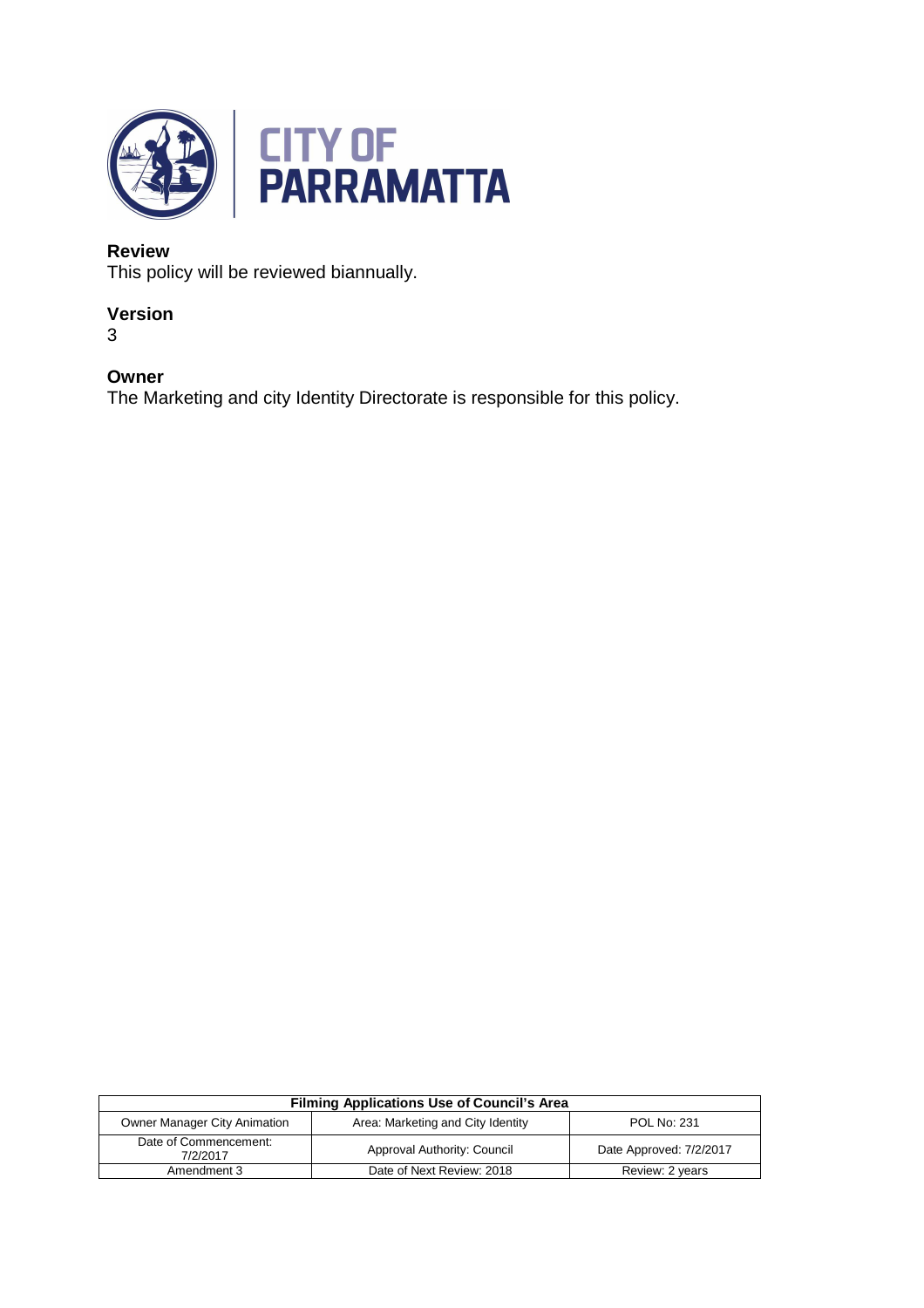**Review**
This policy will be reviewed biannually.

**Version**
3

**Owner**
The Marketing and city Identity Directorate is responsible for this policy.